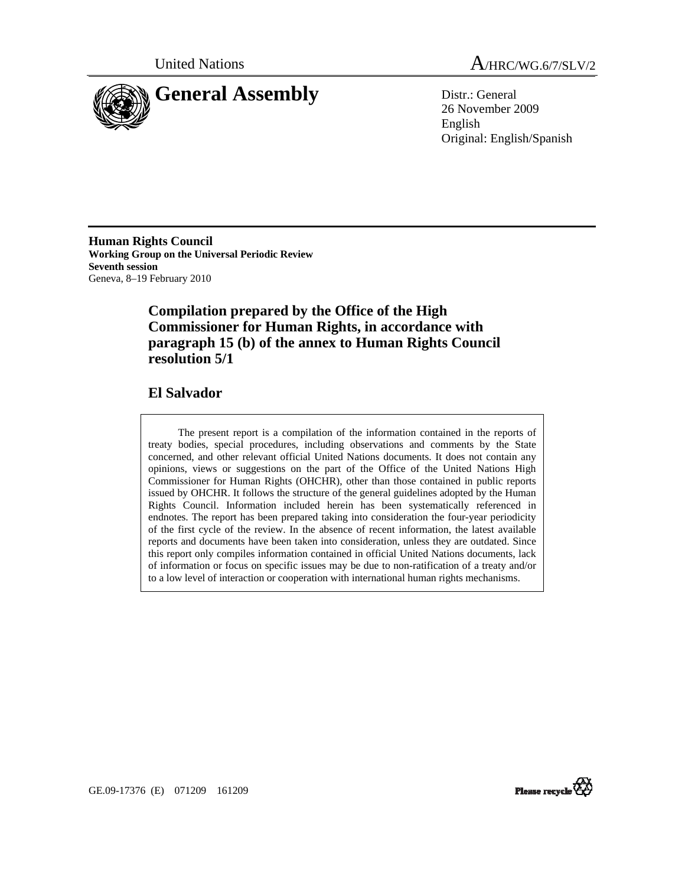United Nations A/HRC/WG.6/7/SLV/2

# General Assembly

Distr.: General
26 November 2009
English
Original: English/Spanish

**Human Rights Council**
**Working Group on the Universal Periodic Review**
**Seventh session**
Geneva, 8–19 February 2010

## Compilation prepared by the Office of the High Commissioner for Human Rights, in accordance with paragraph 15 (b) of the annex to Human Rights Council resolution 5/1

## El Salvador

The present report is a compilation of the information contained in the reports of treaty bodies, special procedures, including observations and comments by the State concerned, and other relevant official United Nations documents. It does not contain any opinions, views or suggestions on the part of the Office of the United Nations High Commissioner for Human Rights (OHCHR), other than those contained in public reports issued by OHCHR. It follows the structure of the general guidelines adopted by the Human Rights Council. Information included herein has been systematically referenced in endnotes. The report has been prepared taking into consideration the four-year periodicity of the first cycle of the review. In the absence of recent information, the latest available reports and documents have been taken into consideration, unless they are outdated. Since this report only compiles information contained in official United Nations documents, lack of information or focus on specific issues may be due to non-ratification of a treaty and/or to a low level of interaction or cooperation with international human rights mechanisms.

GE.09-17376 (E) 071209 161209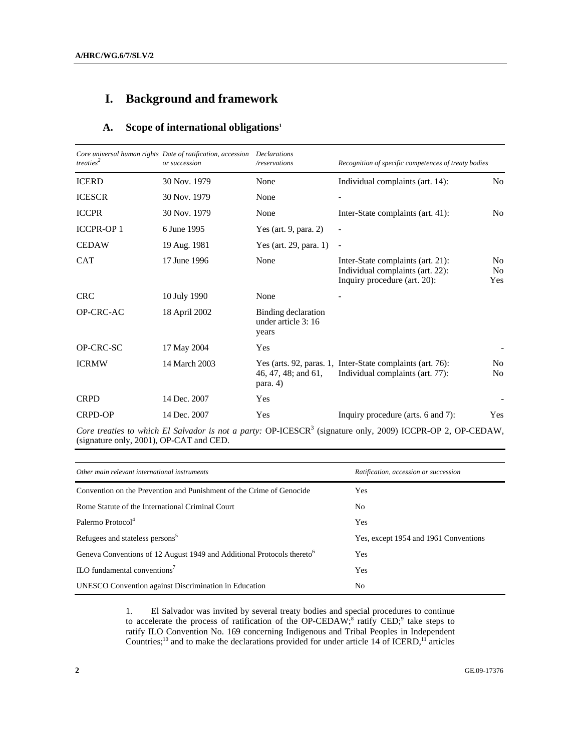# I. Background and framework

## A. Scope of international obligations[1]

| *Core universal human rights treaties*[2] | *Date of ratification, accession or succession* | *Declarations /reservations* | *Recognition of specific competences of treaty bodies* | |
|---|---|---|---|---|
| ICERD | 30 Nov. 1979 | None | Individual complaints (art. 14): | No |
| ICESCR | 30 Nov. 1979 | None | - | |
| ICCPR | 30 Nov. 1979 | None | Inter-State complaints (art. 41): | No |
| ICCPR-OP 1 | 6 June 1995 | Yes (art. 9, para. 2) | - | |
| CEDAW | 19 Aug. 1981 | Yes (art. 29, para. 1) | - | |
| CAT | 17 June 1996 | None | Inter-State complaints (art. 21):<br>Individual complaints (art. 22):<br>Inquiry procedure (art. 20): | No<br>No<br>Yes |
| CRC | 10 July 1990 | None | - | |
| OP-CRC-AC | 18 April 2002 | Binding declaration under article 3: 16 years | | |
| OP-CRC-SC | 17 May 2004 | Yes | | - |
| ICRMW | 14 March 2003 | Yes (arts. 92, paras. 1, 46, 47, 48; and 61, para. 4) | Inter-State complaints (art. 76):<br>Individual complaints (art. 77): | No<br>No |
| CRPD | 14 Dec. 2007 | Yes | | - |
| CRPD-OP | 14 Dec. 2007 | Yes | Inquiry procedure (arts. 6 and 7): | Yes |

*Core treaties to which El Salvador is not a party:* OP-ICESCR[3] (signature only, 2009) ICCPR-OP 2, OP-CEDAW, (signature only, 2001), OP-CAT and CED.

| *Other main relevant international instruments* | *Ratification, accession or succession* |
|---|---|
| Convention on the Prevention and Punishment of the Crime of Genocide | Yes |
| Rome Statute of the International Criminal Court | No |
| Palermo Protocol[4] | Yes |
| Refugees and stateless persons[5] | Yes, except 1954 and 1961 Conventions |
| Geneva Conventions of 12 August 1949 and Additional Protocols thereto[6] | Yes |
| ILO fundamental conventions[7] | Yes |
| UNESCO Convention against Discrimination in Education | No |

1. El Salvador was invited by several treaty bodies and special procedures to continue to accelerate the process of ratification of the OP-CEDAW;[8] ratify CED;[9] take steps to ratify ILO Convention No. 169 concerning Indigenous and Tribal Peoples in Independent Countries;[10] and to make the declarations provided for under article 14 of ICERD,[11] articles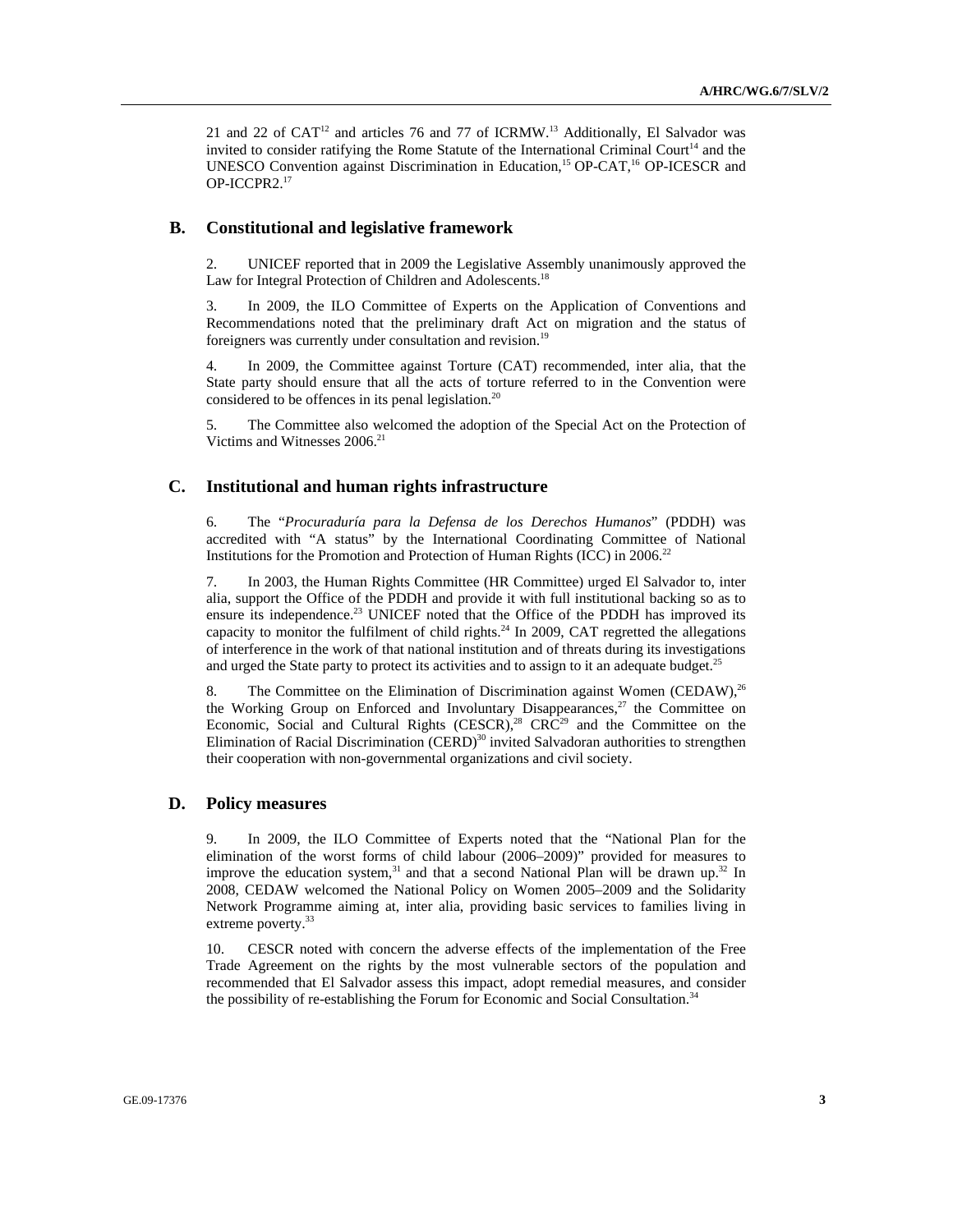21 and 22 of CAT[12] and articles 76 and 77 of ICRMW.[13] Additionally, El Salvador was invited to consider ratifying the Rome Statute of the International Criminal Court[14] and the UNESCO Convention against Discrimination in Education,[15] OP-CAT,[16] OP-ICESCR and OP-ICCPR2.[17]

## B. Constitutional and legislative framework

2. UNICEF reported that in 2009 the Legislative Assembly unanimously approved the Law for Integral Protection of Children and Adolescents.[18]

3. In 2009, the ILO Committee of Experts on the Application of Conventions and Recommendations noted that the preliminary draft Act on migration and the status of foreigners was currently under consultation and revision.[19]

4. In 2009, the Committee against Torture (CAT) recommended, inter alia, that the State party should ensure that all the acts of torture referred to in the Convention were considered to be offences in its penal legislation.[20]

5. The Committee also welcomed the adoption of the Special Act on the Protection of Victims and Witnesses 2006.[21]

## C. Institutional and human rights infrastructure

6. The "*Procuraduría para la Defensa de los Derechos Humanos*" (PDDH) was accredited with "A status" by the International Coordinating Committee of National Institutions for the Promotion and Protection of Human Rights (ICC) in 2006.[22]

7. In 2003, the Human Rights Committee (HR Committee) urged El Salvador to, inter alia, support the Office of the PDDH and provide it with full institutional backing so as to ensure its independence.[23] UNICEF noted that the Office of the PDDH has improved its capacity to monitor the fulfilment of child rights.[24] In 2009, CAT regretted the allegations of interference in the work of that national institution and of threats during its investigations and urged the State party to protect its activities and to assign to it an adequate budget.[25]

8. The Committee on the Elimination of Discrimination against Women (CEDAW),[26] the Working Group on Enforced and Involuntary Disappearances,[27] the Committee on Economic, Social and Cultural Rights (CESCR),[28] CRC[29] and the Committee on the Elimination of Racial Discrimination (CERD)[30] invited Salvadoran authorities to strengthen their cooperation with non-governmental organizations and civil society.

## D. Policy measures

9. In 2009, the ILO Committee of Experts noted that the "National Plan for the elimination of the worst forms of child labour (2006–2009)" provided for measures to improve the education system,[31] and that a second National Plan will be drawn up.[32] In 2008, CEDAW welcomed the National Policy on Women 2005–2009 and the Solidarity Network Programme aiming at, inter alia, providing basic services to families living in extreme poverty.[33]

10. CESCR noted with concern the adverse effects of the implementation of the Free Trade Agreement on the rights by the most vulnerable sectors of the population and recommended that El Salvador assess this impact, adopt remedial measures, and consider the possibility of re-establishing the Forum for Economic and Social Consultation.[34]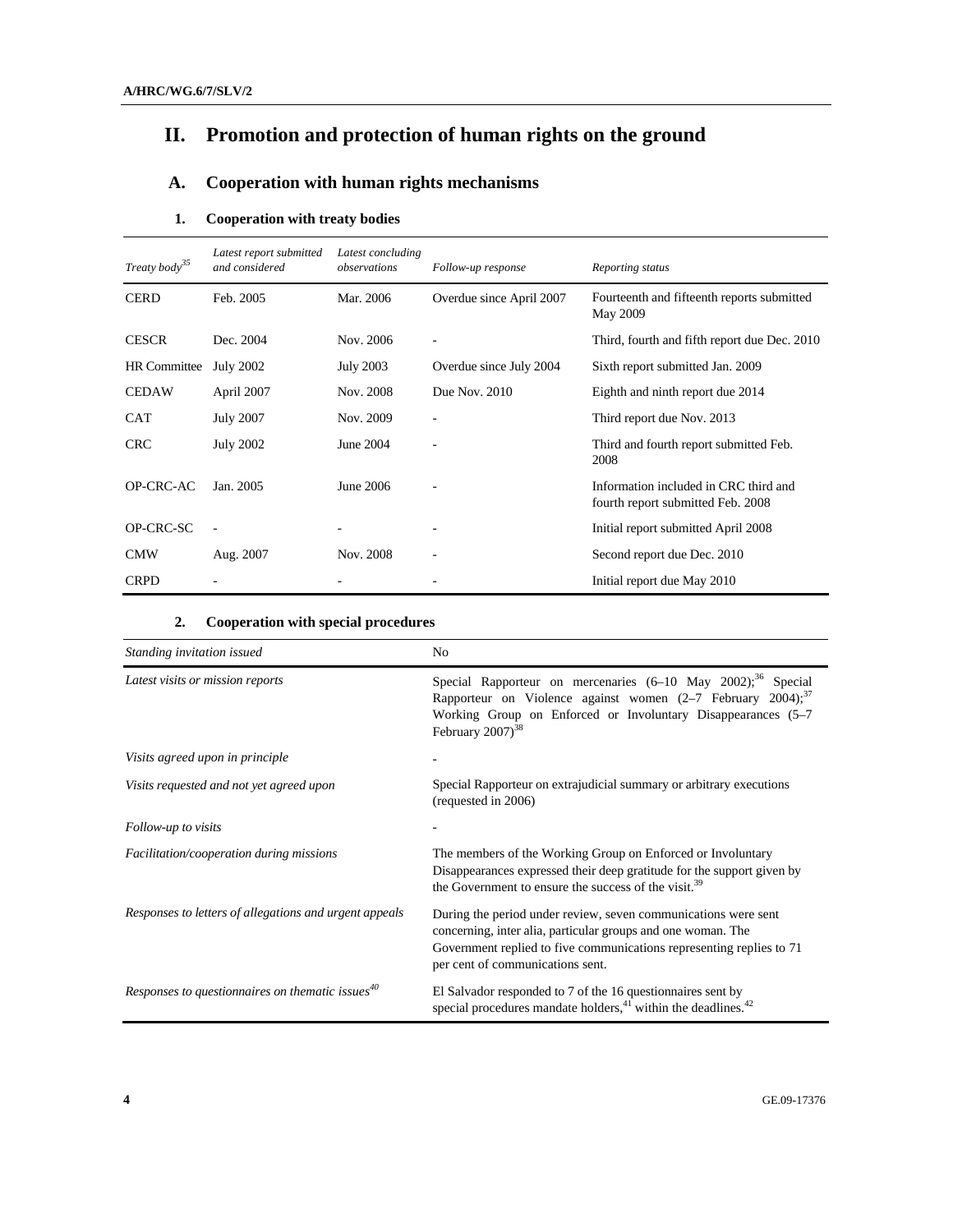# II. Promotion and protection of human rights on the ground

## A. Cooperation with human rights mechanisms

### 1. Cooperation with treaty bodies

| *Treaty body*[35] | *Latest report submitted and considered* | *Latest concluding observations* | *Follow-up response* | *Reporting status* |
|---|---|---|---|---|
| CERD | Feb. 2005 | Mar. 2006 | Overdue since April 2007 | Fourteenth and fifteenth reports submitted May 2009 |
| CESCR | Dec. 2004 | Nov. 2006 | - | Third, fourth and fifth report due Dec. 2010 |
| HR Committee | July 2002 | July 2003 | Overdue since July 2004 | Sixth report submitted Jan. 2009 |
| CEDAW | April 2007 | Nov. 2008 | Due Nov. 2010 | Eighth and ninth report due 2014 |
| CAT | July 2007 | Nov. 2009 | - | Third report due Nov. 2013 |
| CRC | July 2002 | June 2004 | - | Third and fourth report submitted Feb. 2008 |
| OP-CRC-AC | Jan. 2005 | June 2006 | - | Information included in CRC third and fourth report submitted Feb. 2008 |
| OP-CRC-SC | - | - | - | Initial report submitted April 2008 |
| CMW | Aug. 2007 | Nov. 2008 | - | Second report due Dec. 2010 |
| CRPD | - | - | - | Initial report due May 2010 |

### 2. Cooperation with special procedures

| | |
|---|---|
| *Standing invitation issued* | No |
| *Latest visits or mission reports* | Special Rapporteur on mercenaries (6–10 May 2002);[36] Special Rapporteur on Violence against women (2–7 February 2004);[37] Working Group on Enforced or Involuntary Disappearances (5–7 February 2007)[38] |
| *Visits agreed upon in principle* | - |
| *Visits requested and not yet agreed upon* | Special Rapporteur on extrajudicial summary or arbitrary executions (requested in 2006) |
| *Follow-up to visits* | - |
| *Facilitation/cooperation during missions* | The members of the Working Group on Enforced or Involuntary Disappearances expressed their deep gratitude for the support given by the Government to ensure the success of the visit.[39] |
| *Responses to letters of allegations and urgent appeals* | During the period under review, seven communications were sent concerning, inter alia, particular groups and one woman. The Government replied to five communications representing replies to 71 per cent of communications sent. |
| *Responses to questionnaires on thematic issues*[40] | El Salvador responded to 7 of the 16 questionnaires sent by special procedures mandate holders,[41] within the deadlines.[42] |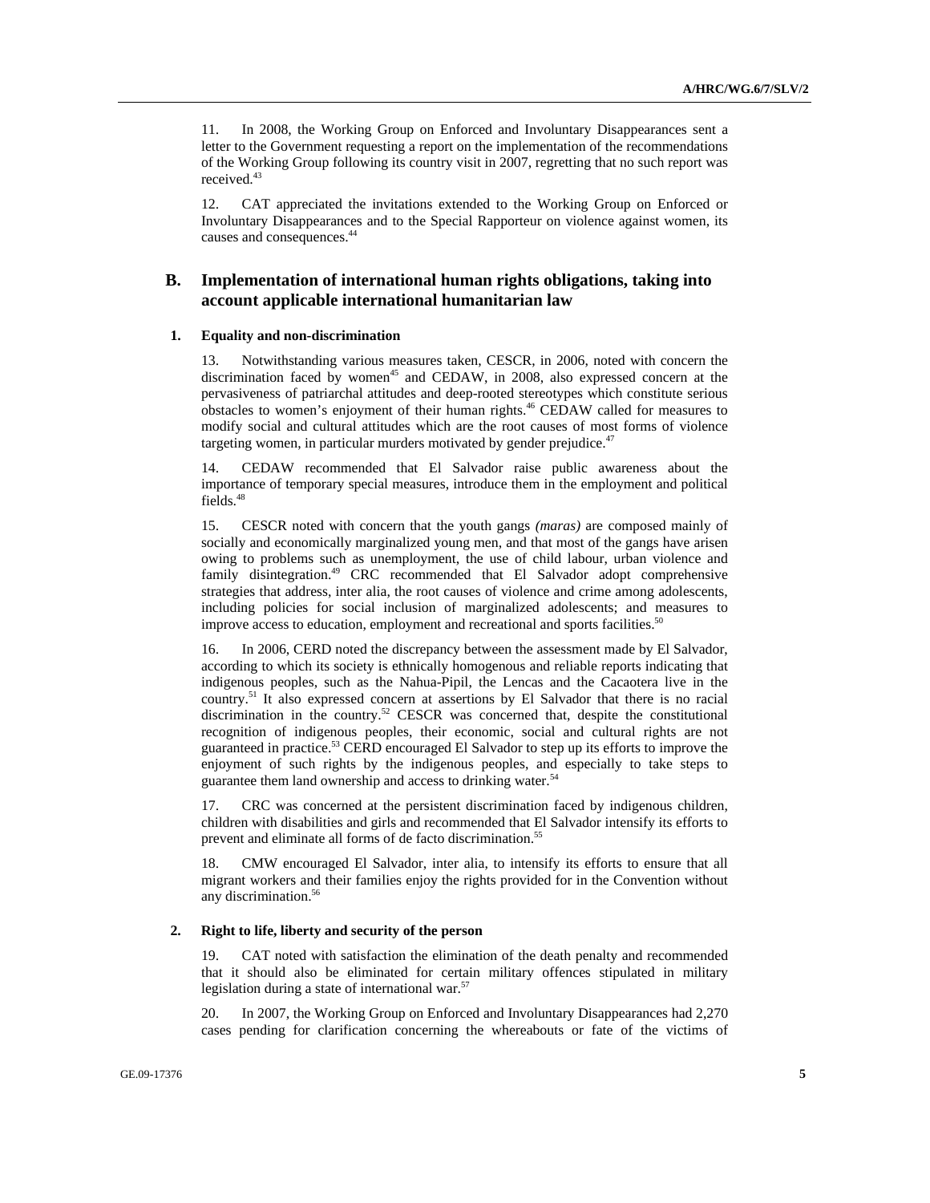11. In 2008, the Working Group on Enforced and Involuntary Disappearances sent a letter to the Government requesting a report on the implementation of the recommendations of the Working Group following its country visit in 2007, regretting that no such report was received.[43]

12. CAT appreciated the invitations extended to the Working Group on Enforced or Involuntary Disappearances and to the Special Rapporteur on violence against women, its causes and consequences.[44]

## B. Implementation of international human rights obligations, taking into account applicable international humanitarian law

### 1. Equality and non-discrimination

13. Notwithstanding various measures taken, CESCR, in 2006, noted with concern the discrimination faced by women[45] and CEDAW, in 2008, also expressed concern at the pervasiveness of patriarchal attitudes and deep-rooted stereotypes which constitute serious obstacles to women's enjoyment of their human rights.[46] CEDAW called for measures to modify social and cultural attitudes which are the root causes of most forms of violence targeting women, in particular murders motivated by gender prejudice.[47]

14. CEDAW recommended that El Salvador raise public awareness about the importance of temporary special measures, introduce them in the employment and political fields.[48]

15. CESCR noted with concern that the youth gangs *(maras)* are composed mainly of socially and economically marginalized young men, and that most of the gangs have arisen owing to problems such as unemployment, the use of child labour, urban violence and family disintegration.[49] CRC recommended that El Salvador adopt comprehensive strategies that address, inter alia, the root causes of violence and crime among adolescents, including policies for social inclusion of marginalized adolescents; and measures to improve access to education, employment and recreational and sports facilities.[50]

16. In 2006, CERD noted the discrepancy between the assessment made by El Salvador, according to which its society is ethnically homogenous and reliable reports indicating that indigenous peoples, such as the Nahua-Pipil, the Lencas and the Cacaotera live in the country.[51] It also expressed concern at assertions by El Salvador that there is no racial discrimination in the country.[52] CESCR was concerned that, despite the constitutional recognition of indigenous peoples, their economic, social and cultural rights are not guaranteed in practice.[53] CERD encouraged El Salvador to step up its efforts to improve the enjoyment of such rights by the indigenous peoples, and especially to take steps to guarantee them land ownership and access to drinking water.[54]

17. CRC was concerned at the persistent discrimination faced by indigenous children, children with disabilities and girls and recommended that El Salvador intensify its efforts to prevent and eliminate all forms of de facto discrimination.[55]

18. CMW encouraged El Salvador, inter alia, to intensify its efforts to ensure that all migrant workers and their families enjoy the rights provided for in the Convention without any discrimination.[56]

### 2. Right to life, liberty and security of the person

19. CAT noted with satisfaction the elimination of the death penalty and recommended that it should also be eliminated for certain military offences stipulated in military legislation during a state of international war.[57]

20. In 2007, the Working Group on Enforced and Involuntary Disappearances had 2,270 cases pending for clarification concerning the whereabouts or fate of the victims of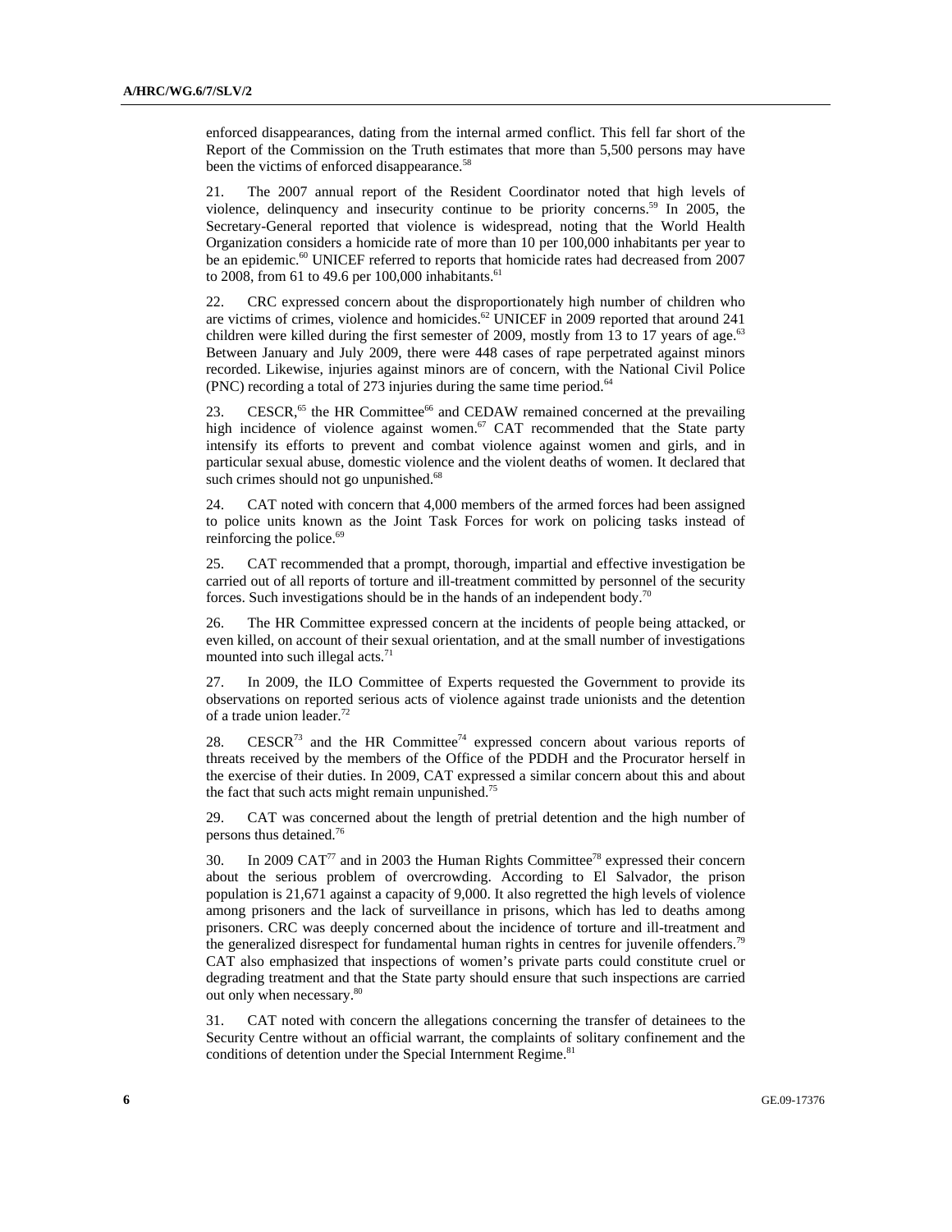enforced disappearances, dating from the internal armed conflict. This fell far short of the Report of the Commission on the Truth estimates that more than 5,500 persons may have been the victims of enforced disappearance.[58]

21. The 2007 annual report of the Resident Coordinator noted that high levels of violence, delinquency and insecurity continue to be priority concerns.[59] In 2005, the Secretary-General reported that violence is widespread, noting that the World Health Organization considers a homicide rate of more than 10 per 100,000 inhabitants per year to be an epidemic.[60] UNICEF referred to reports that homicide rates had decreased from 2007 to 2008, from 61 to 49.6 per 100,000 inhabitants.[61]

22. CRC expressed concern about the disproportionately high number of children who are victims of crimes, violence and homicides.[62] UNICEF in 2009 reported that around 241 children were killed during the first semester of 2009, mostly from 13 to 17 years of age.[63] Between January and July 2009, there were 448 cases of rape perpetrated against minors recorded. Likewise, injuries against minors are of concern, with the National Civil Police (PNC) recording a total of 273 injuries during the same time period.[64]

23. CESCR,[65] the HR Committee[66] and CEDAW remained concerned at the prevailing high incidence of violence against women.[67] CAT recommended that the State party intensify its efforts to prevent and combat violence against women and girls, and in particular sexual abuse, domestic violence and the violent deaths of women. It declared that such crimes should not go unpunished.[68]

24. CAT noted with concern that 4,000 members of the armed forces had been assigned to police units known as the Joint Task Forces for work on policing tasks instead of reinforcing the police.[69]

25. CAT recommended that a prompt, thorough, impartial and effective investigation be carried out of all reports of torture and ill-treatment committed by personnel of the security forces. Such investigations should be in the hands of an independent body.[70]

26. The HR Committee expressed concern at the incidents of people being attacked, or even killed, on account of their sexual orientation, and at the small number of investigations mounted into such illegal acts.[71]

27. In 2009, the ILO Committee of Experts requested the Government to provide its observations on reported serious acts of violence against trade unionists and the detention of a trade union leader.[72]

28. CESCR[73] and the HR Committee[74] expressed concern about various reports of threats received by the members of the Office of the PDDH and the Procurator herself in the exercise of their duties. In 2009, CAT expressed a similar concern about this and about the fact that such acts might remain unpunished.[75]

29. CAT was concerned about the length of pretrial detention and the high number of persons thus detained.[76]

30. In 2009 CAT[77] and in 2003 the Human Rights Committee[78] expressed their concern about the serious problem of overcrowding. According to El Salvador, the prison population is 21,671 against a capacity of 9,000. It also regretted the high levels of violence among prisoners and the lack of surveillance in prisons, which has led to deaths among prisoners. CRC was deeply concerned about the incidence of torture and ill-treatment and the generalized disrespect for fundamental human rights in centres for juvenile offenders.[79] CAT also emphasized that inspections of women's private parts could constitute cruel or degrading treatment and that the State party should ensure that such inspections are carried out only when necessary.[80]

31. CAT noted with concern the allegations concerning the transfer of detainees to the Security Centre without an official warrant, the complaints of solitary confinement and the conditions of detention under the Special Internment Regime.[81]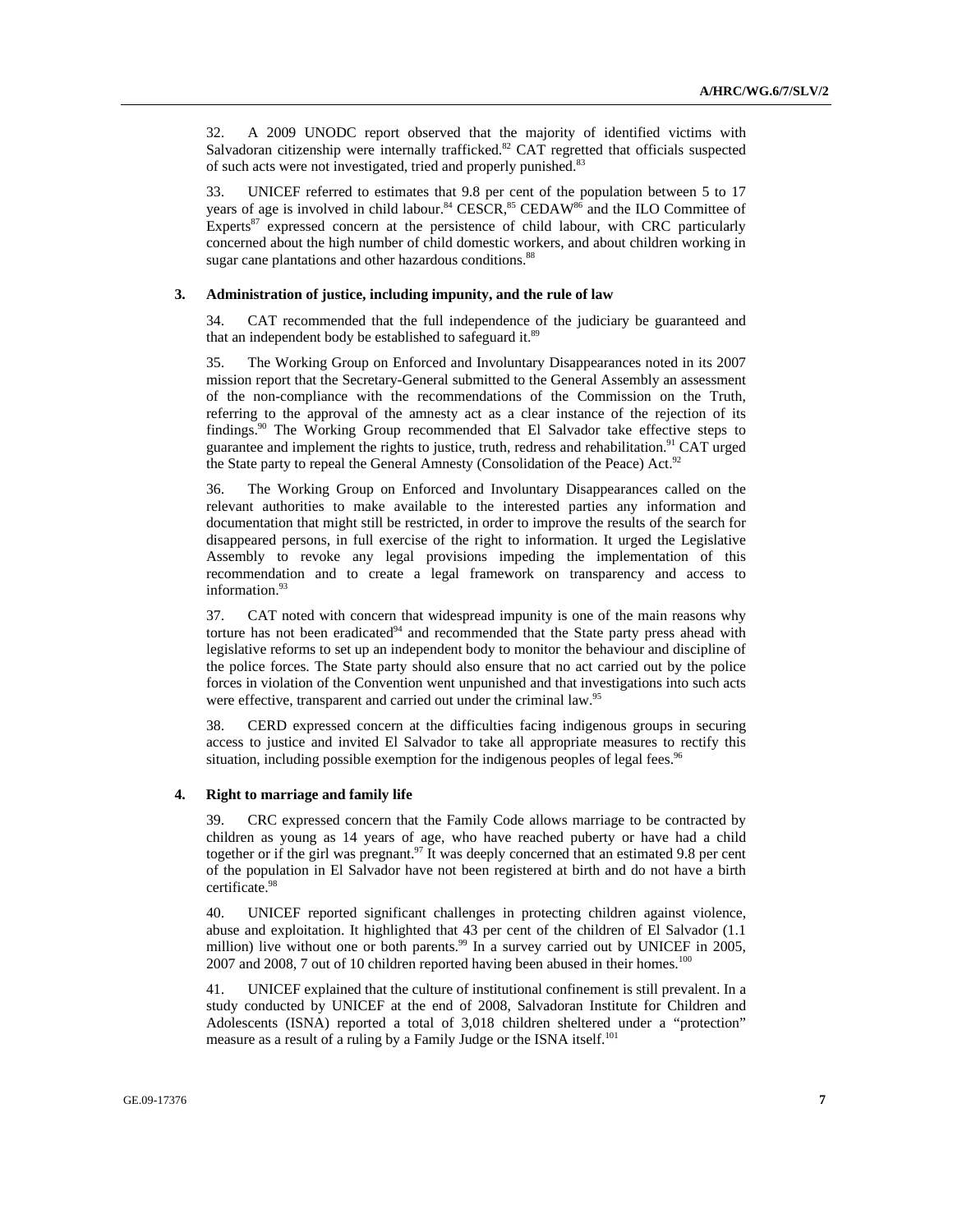32. A 2009 UNODC report observed that the majority of identified victims with Salvadoran citizenship were internally trafficked.[82] CAT regretted that officials suspected of such acts were not investigated, tried and properly punished.[83]

33. UNICEF referred to estimates that 9.8 per cent of the population between 5 to 17 years of age is involved in child labour.[84] CESCR,[85] CEDAW[86] and the ILO Committee of Experts[87] expressed concern at the persistence of child labour, with CRC particularly concerned about the high number of child domestic workers, and about children working in sugar cane plantations and other hazardous conditions.[88]

### 3. Administration of justice, including impunity, and the rule of law

34. CAT recommended that the full independence of the judiciary be guaranteed and that an independent body be established to safeguard it.[89]

35. The Working Group on Enforced and Involuntary Disappearances noted in its 2007 mission report that the Secretary-General submitted to the General Assembly an assessment of the non-compliance with the recommendations of the Commission on the Truth, referring to the approval of the amnesty act as a clear instance of the rejection of its findings.[90] The Working Group recommended that El Salvador take effective steps to guarantee and implement the rights to justice, truth, redress and rehabilitation.[91] CAT urged the State party to repeal the General Amnesty (Consolidation of the Peace) Act.[92]

36. The Working Group on Enforced and Involuntary Disappearances called on the relevant authorities to make available to the interested parties any information and documentation that might still be restricted, in order to improve the results of the search for disappeared persons, in full exercise of the right to information. It urged the Legislative Assembly to revoke any legal provisions impeding the implementation of this recommendation and to create a legal framework on transparency and access to information.[93]

37. CAT noted with concern that widespread impunity is one of the main reasons why torture has not been eradicated[94] and recommended that the State party press ahead with legislative reforms to set up an independent body to monitor the behaviour and discipline of the police forces. The State party should also ensure that no act carried out by the police forces in violation of the Convention went unpunished and that investigations into such acts were effective, transparent and carried out under the criminal law.[95]

38. CERD expressed concern at the difficulties facing indigenous groups in securing access to justice and invited El Salvador to take all appropriate measures to rectify this situation, including possible exemption for the indigenous peoples of legal fees.[96]

### 4. Right to marriage and family life

39. CRC expressed concern that the Family Code allows marriage to be contracted by children as young as 14 years of age, who have reached puberty or have had a child together or if the girl was pregnant.[97] It was deeply concerned that an estimated 9.8 per cent of the population in El Salvador have not been registered at birth and do not have a birth certificate.[98]

40. UNICEF reported significant challenges in protecting children against violence, abuse and exploitation. It highlighted that 43 per cent of the children of El Salvador (1.1 million) live without one or both parents.[99] In a survey carried out by UNICEF in 2005, 2007 and 2008, 7 out of 10 children reported having been abused in their homes.[100]

41. UNICEF explained that the culture of institutional confinement is still prevalent. In a study conducted by UNICEF at the end of 2008, Salvadoran Institute for Children and Adolescents (ISNA) reported a total of 3,018 children sheltered under a "protection" measure as a result of a ruling by a Family Judge or the ISNA itself.[101]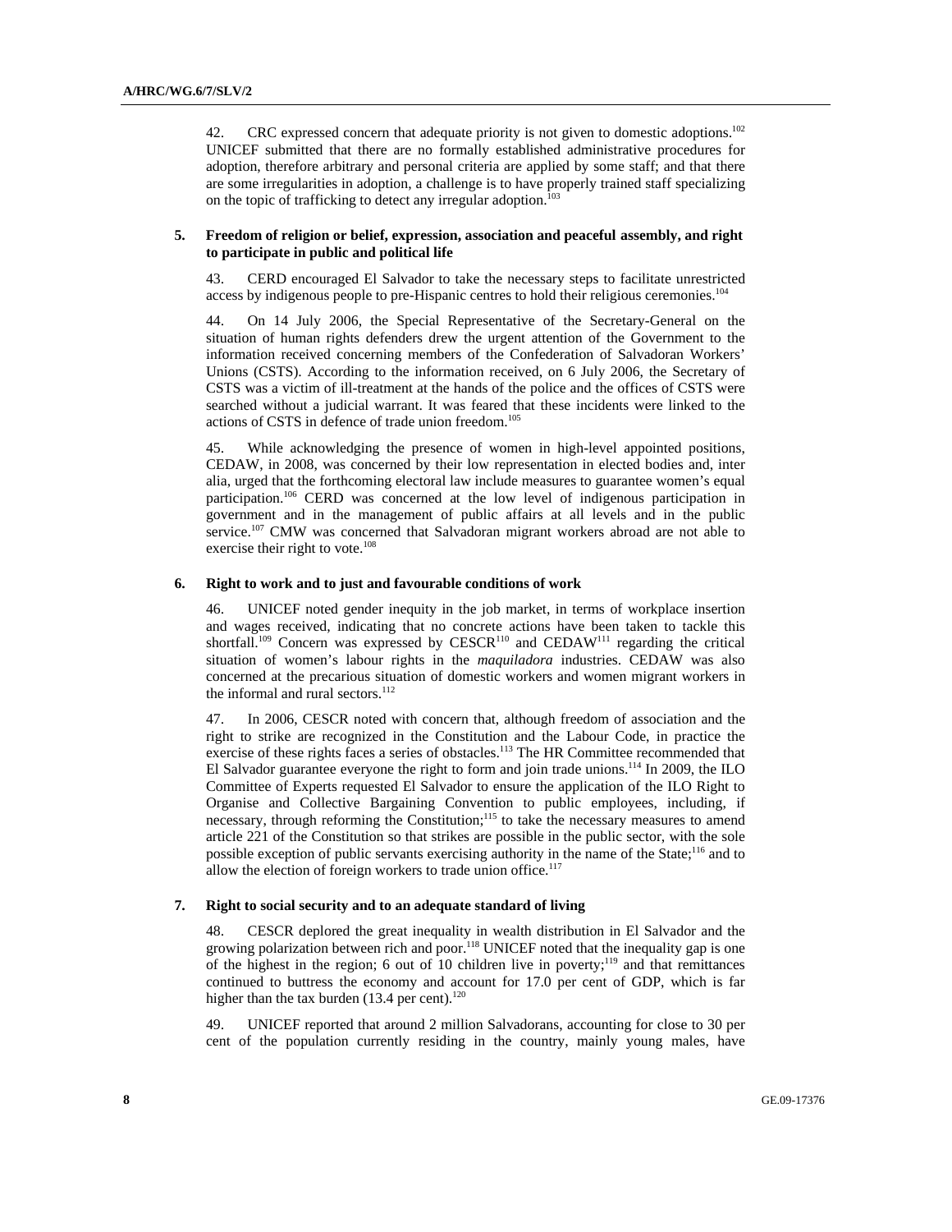42. CRC expressed concern that adequate priority is not given to domestic adoptions.[102] UNICEF submitted that there are no formally established administrative procedures for adoption, therefore arbitrary and personal criteria are applied by some staff; and that there are some irregularities in adoption, a challenge is to have properly trained staff specializing on the topic of trafficking to detect any irregular adoption.[103]

### 5. Freedom of religion or belief, expression, association and peaceful assembly, and right to participate in public and political life

43. CERD encouraged El Salvador to take the necessary steps to facilitate unrestricted access by indigenous people to pre-Hispanic centres to hold their religious ceremonies.[104]

44. On 14 July 2006, the Special Representative of the Secretary-General on the situation of human rights defenders drew the urgent attention of the Government to the information received concerning members of the Confederation of Salvadoran Workers' Unions (CSTS). According to the information received, on 6 July 2006, the Secretary of CSTS was a victim of ill-treatment at the hands of the police and the offices of CSTS were searched without a judicial warrant. It was feared that these incidents were linked to the actions of CSTS in defence of trade union freedom.[105]

45. While acknowledging the presence of women in high-level appointed positions, CEDAW, in 2008, was concerned by their low representation in elected bodies and, inter alia, urged that the forthcoming electoral law include measures to guarantee women's equal participation.[106] CERD was concerned at the low level of indigenous participation in government and in the management of public affairs at all levels and in the public service.[107] CMW was concerned that Salvadoran migrant workers abroad are not able to exercise their right to vote.[108]

### 6. Right to work and to just and favourable conditions of work

46. UNICEF noted gender inequity in the job market, in terms of workplace insertion and wages received, indicating that no concrete actions have been taken to tackle this shortfall.[109] Concern was expressed by CESCR[110] and CEDAW[111] regarding the critical situation of women's labour rights in the *maquiladora* industries. CEDAW was also concerned at the precarious situation of domestic workers and women migrant workers in the informal and rural sectors.[112]

47. In 2006, CESCR noted with concern that, although freedom of association and the right to strike are recognized in the Constitution and the Labour Code, in practice the exercise of these rights faces a series of obstacles.[113] The HR Committee recommended that El Salvador guarantee everyone the right to form and join trade unions.[114] In 2009, the ILO Committee of Experts requested El Salvador to ensure the application of the ILO Right to Organise and Collective Bargaining Convention to public employees, including, if necessary, through reforming the Constitution;[115] to take the necessary measures to amend article 221 of the Constitution so that strikes are possible in the public sector, with the sole possible exception of public servants exercising authority in the name of the State;[116] and to allow the election of foreign workers to trade union office.[117]

### 7. Right to social security and to an adequate standard of living

48. CESCR deplored the great inequality in wealth distribution in El Salvador and the growing polarization between rich and poor.[118] UNICEF noted that the inequality gap is one of the highest in the region; 6 out of 10 children live in poverty;[119] and that remittances continued to buttress the economy and account for 17.0 per cent of GDP, which is far higher than the tax burden (13.4 per cent).[120]

49. UNICEF reported that around 2 million Salvadorans, accounting for close to 30 per cent of the population currently residing in the country, mainly young males, have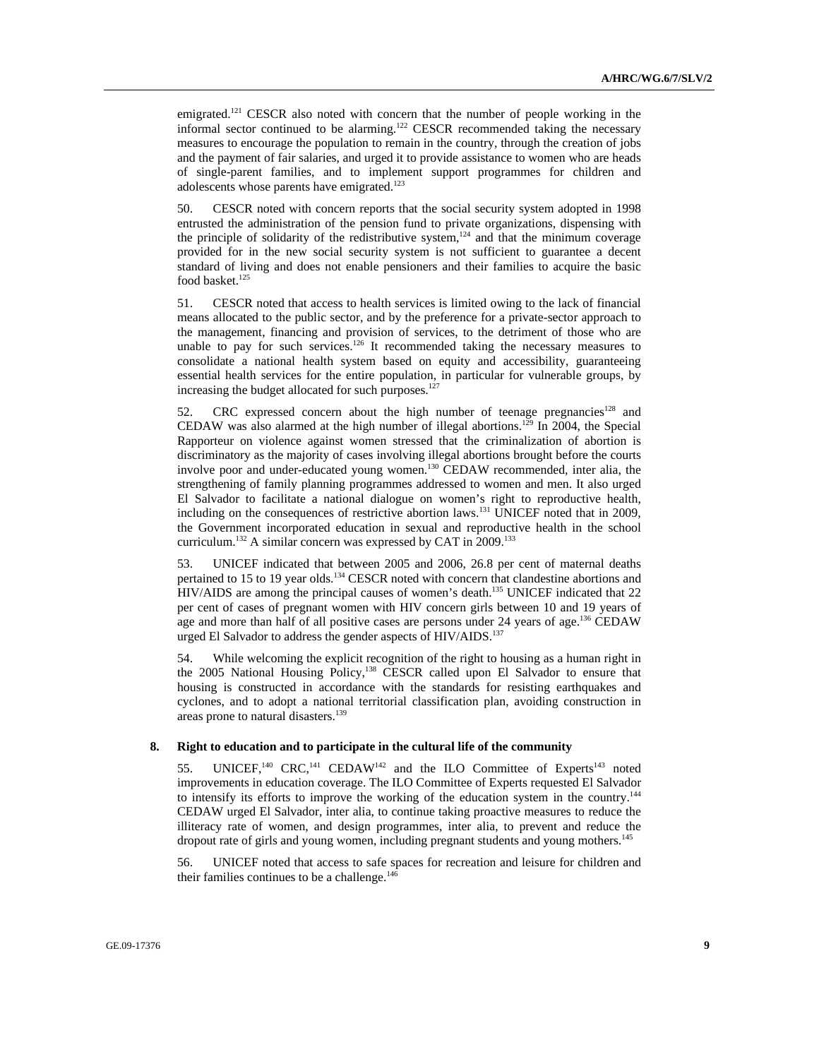emigrated.[121] CESCR also noted with concern that the number of people working in the informal sector continued to be alarming.[122] CESCR recommended taking the necessary measures to encourage the population to remain in the country, through the creation of jobs and the payment of fair salaries, and urged it to provide assistance to women who are heads of single-parent families, and to implement support programmes for children and adolescents whose parents have emigrated.[123]

50. CESCR noted with concern reports that the social security system adopted in 1998 entrusted the administration of the pension fund to private organizations, dispensing with the principle of solidarity of the redistributive system,[124] and that the minimum coverage provided for in the new social security system is not sufficient to guarantee a decent standard of living and does not enable pensioners and their families to acquire the basic food basket.[125]

51. CESCR noted that access to health services is limited owing to the lack of financial means allocated to the public sector, and by the preference for a private-sector approach to the management, financing and provision of services, to the detriment of those who are unable to pay for such services.[126] It recommended taking the necessary measures to consolidate a national health system based on equity and accessibility, guaranteeing essential health services for the entire population, in particular for vulnerable groups, by increasing the budget allocated for such purposes.[127]

52. CRC expressed concern about the high number of teenage pregnancies[128] and CEDAW was also alarmed at the high number of illegal abortions.[129] In 2004, the Special Rapporteur on violence against women stressed that the criminalization of abortion is discriminatory as the majority of cases involving illegal abortions brought before the courts involve poor and under-educated young women.[130] CEDAW recommended, inter alia, the strengthening of family planning programmes addressed to women and men. It also urged El Salvador to facilitate a national dialogue on women's right to reproductive health, including on the consequences of restrictive abortion laws.[131] UNICEF noted that in 2009, the Government incorporated education in sexual and reproductive health in the school curriculum.[132] A similar concern was expressed by CAT in 2009.[133]

53. UNICEF indicated that between 2005 and 2006, 26.8 per cent of maternal deaths pertained to 15 to 19 year olds.[134] CESCR noted with concern that clandestine abortions and HIV/AIDS are among the principal causes of women's death.[135] UNICEF indicated that 22 per cent of cases of pregnant women with HIV concern girls between 10 and 19 years of age and more than half of all positive cases are persons under 24 years of age.[136] CEDAW urged El Salvador to address the gender aspects of HIV/AIDS.[137]

54. While welcoming the explicit recognition of the right to housing as a human right in the 2005 National Housing Policy,[138] CESCR called upon El Salvador to ensure that housing is constructed in accordance with the standards for resisting earthquakes and cyclones, and to adopt a national territorial classification plan, avoiding construction in areas prone to natural disasters.[139]

### 8. Right to education and to participate in the cultural life of the community

55. UNICEF,[140] CRC,[141] CEDAW[142] and the ILO Committee of Experts[143] noted improvements in education coverage. The ILO Committee of Experts requested El Salvador to intensify its efforts to improve the working of the education system in the country.[144] CEDAW urged El Salvador, inter alia, to continue taking proactive measures to reduce the illiteracy rate of women, and design programmes, inter alia, to prevent and reduce the dropout rate of girls and young women, including pregnant students and young mothers.[145]

56. UNICEF noted that access to safe spaces for recreation and leisure for children and their families continues to be a challenge.[146]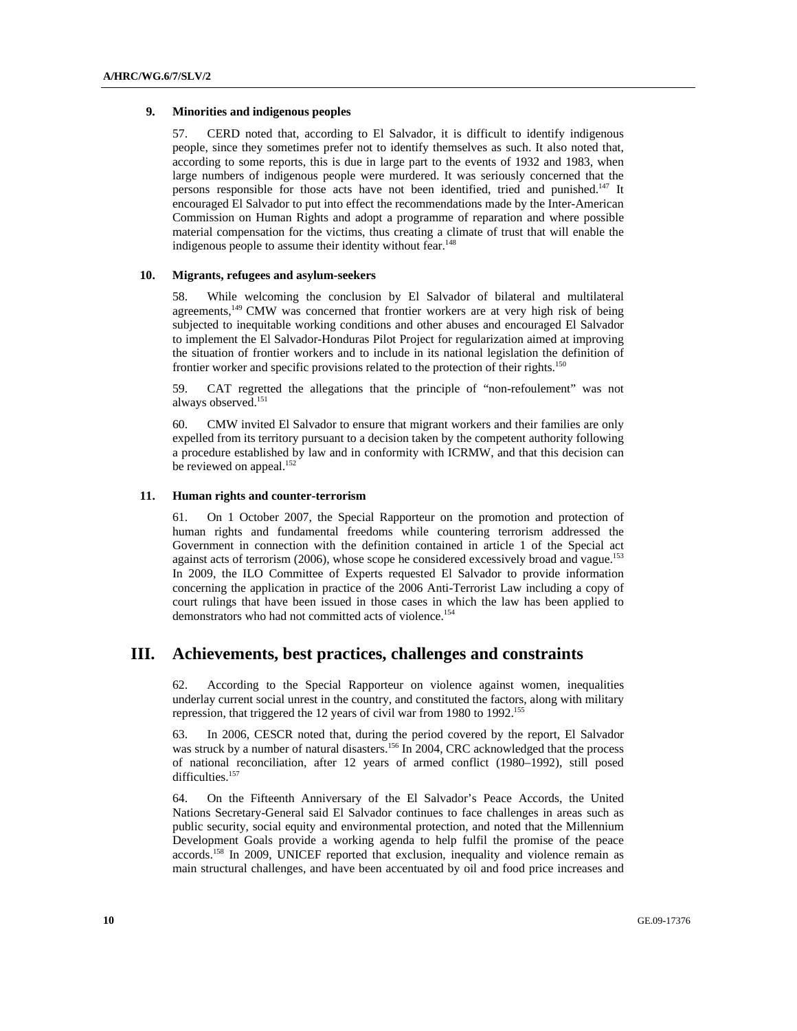### 9. Minorities and indigenous peoples

57. CERD noted that, according to El Salvador, it is difficult to identify indigenous people, since they sometimes prefer not to identify themselves as such. It also noted that, according to some reports, this is due in large part to the events of 1932 and 1983, when large numbers of indigenous people were murdered. It was seriously concerned that the persons responsible for those acts have not been identified, tried and punished.[147] It encouraged El Salvador to put into effect the recommendations made by the Inter-American Commission on Human Rights and adopt a programme of reparation and where possible material compensation for the victims, thus creating a climate of trust that will enable the indigenous people to assume their identity without fear.[148]

### 10. Migrants, refugees and asylum-seekers

58. While welcoming the conclusion by El Salvador of bilateral and multilateral agreements,[149] CMW was concerned that frontier workers are at very high risk of being subjected to inequitable working conditions and other abuses and encouraged El Salvador to implement the El Salvador-Honduras Pilot Project for regularization aimed at improving the situation of frontier workers and to include in its national legislation the definition of frontier worker and specific provisions related to the protection of their rights.[150]

59. CAT regretted the allegations that the principle of "non-refoulement" was not always observed.[151]

60. CMW invited El Salvador to ensure that migrant workers and their families are only expelled from its territory pursuant to a decision taken by the competent authority following a procedure established by law and in conformity with ICRMW, and that this decision can be reviewed on appeal.[152]

### 11. Human rights and counter-terrorism

61. On 1 October 2007, the Special Rapporteur on the promotion and protection of human rights and fundamental freedoms while countering terrorism addressed the Government in connection with the definition contained in article 1 of the Special act against acts of terrorism (2006), whose scope he considered excessively broad and vague.[153] In 2009, the ILO Committee of Experts requested El Salvador to provide information concerning the application in practice of the 2006 Anti-Terrorist Law including a copy of court rulings that have been issued in those cases in which the law has been applied to demonstrators who had not committed acts of violence.[154]

## III. Achievements, best practices, challenges and constraints

62. According to the Special Rapporteur on violence against women, inequalities underlay current social unrest in the country, and constituted the factors, along with military repression, that triggered the 12 years of civil war from 1980 to 1992.[155]

63. In 2006, CESCR noted that, during the period covered by the report, El Salvador was struck by a number of natural disasters.[156] In 2004, CRC acknowledged that the process of national reconciliation, after 12 years of armed conflict (1980–1992), still posed difficulties.[157]

64. On the Fifteenth Anniversary of the El Salvador's Peace Accords, the United Nations Secretary-General said El Salvador continues to face challenges in areas such as public security, social equity and environmental protection, and noted that the Millennium Development Goals provide a working agenda to help fulfil the promise of the peace accords.[158] In 2009, UNICEF reported that exclusion, inequality and violence remain as main structural challenges, and have been accentuated by oil and food price increases and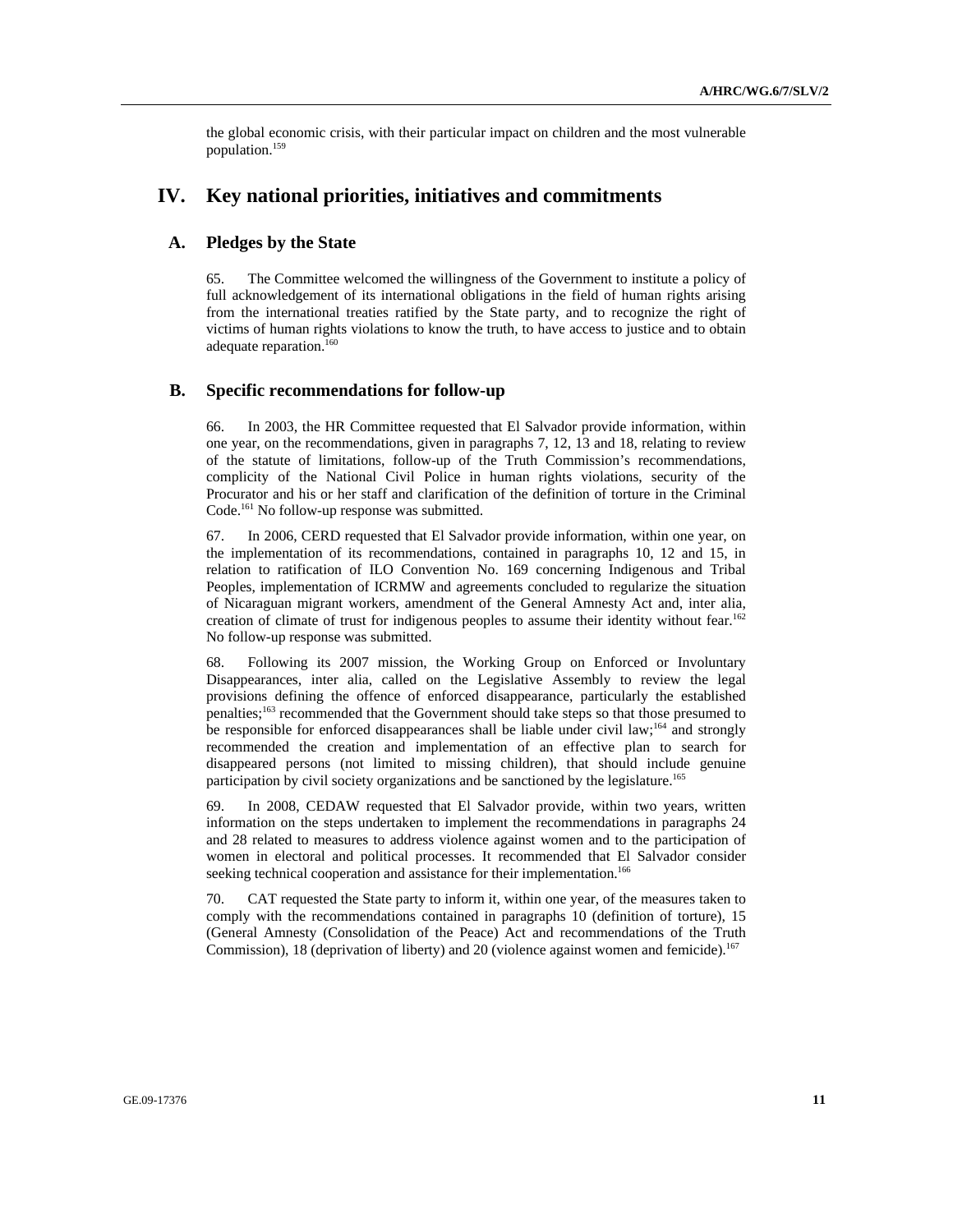the global economic crisis, with their particular impact on children and the most vulnerable population.[159]

# IV. Key national priorities, initiatives and commitments

## A. Pledges by the State

65. The Committee welcomed the willingness of the Government to institute a policy of full acknowledgement of its international obligations in the field of human rights arising from the international treaties ratified by the State party, and to recognize the right of victims of human rights violations to know the truth, to have access to justice and to obtain adequate reparation.[160]

## B. Specific recommendations for follow-up

66. In 2003, the HR Committee requested that El Salvador provide information, within one year, on the recommendations, given in paragraphs 7, 12, 13 and 18, relating to review of the statute of limitations, follow-up of the Truth Commission's recommendations, complicity of the National Civil Police in human rights violations, security of the Procurator and his or her staff and clarification of the definition of torture in the Criminal Code.[161] No follow-up response was submitted.

67. In 2006, CERD requested that El Salvador provide information, within one year, on the implementation of its recommendations, contained in paragraphs 10, 12 and 15, in relation to ratification of ILO Convention No. 169 concerning Indigenous and Tribal Peoples, implementation of ICRMW and agreements concluded to regularize the situation of Nicaraguan migrant workers, amendment of the General Amnesty Act and, inter alia, creation of climate of trust for indigenous peoples to assume their identity without fear.[162] No follow-up response was submitted.

68. Following its 2007 mission, the Working Group on Enforced or Involuntary Disappearances, inter alia, called on the Legislative Assembly to review the legal provisions defining the offence of enforced disappearance, particularly the established penalties;[163] recommended that the Government should take steps so that those presumed to be responsible for enforced disappearances shall be liable under civil law;[164] and strongly recommended the creation and implementation of an effective plan to search for disappeared persons (not limited to missing children), that should include genuine participation by civil society organizations and be sanctioned by the legislature.[165]

69. In 2008, CEDAW requested that El Salvador provide, within two years, written information on the steps undertaken to implement the recommendations in paragraphs 24 and 28 related to measures to address violence against women and to the participation of women in electoral and political processes. It recommended that El Salvador consider seeking technical cooperation and assistance for their implementation.[166]

70. CAT requested the State party to inform it, within one year, of the measures taken to comply with the recommendations contained in paragraphs 10 (definition of torture), 15 (General Amnesty (Consolidation of the Peace) Act and recommendations of the Truth Commission), 18 (deprivation of liberty) and 20 (violence against women and femicide).[167]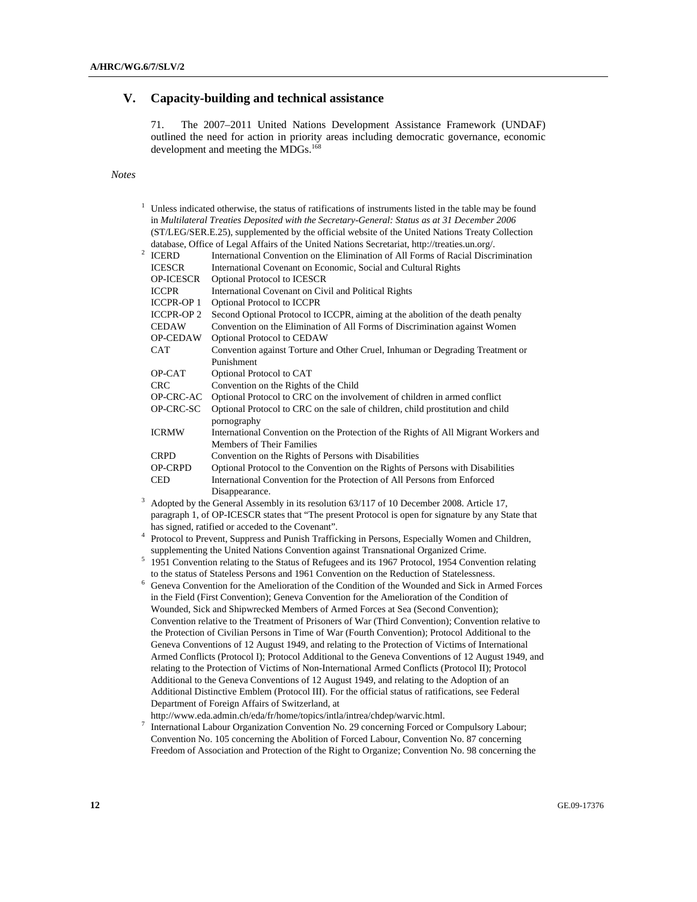## V. Capacity-building and technical assistance

71. The 2007–2011 United Nations Development Assistance Framework (UNDAF) outlined the need for action in priority areas including democratic governance, economic development and meeting the MDGs.[168]

*Notes*

[1] Unless indicated otherwise, the status of ratifications of instruments listed in the table may be found in *Multilateral Treaties Deposited with the Secretary-General: Status as at 31 December 2006* (ST/LEG/SER.E.25), supplemented by the official website of the United Nations Treaty Collection database, Office of Legal Affairs of the United Nations Secretariat, http://treaties.un.org/.

[2]

| | |
|---|---|
| ICERD | International Convention on the Elimination of All Forms of Racial Discrimination |
| ICESCR | International Covenant on Economic, Social and Cultural Rights |
| OP-ICESCR | Optional Protocol to ICESCR |
| ICCPR | International Covenant on Civil and Political Rights |
| ICCPR-OP 1 | Optional Protocol to ICCPR |
| ICCPR-OP 2 | Second Optional Protocol to ICCPR, aiming at the abolition of the death penalty |
| CEDAW | Convention on the Elimination of All Forms of Discrimination against Women |
| OP-CEDAW | Optional Protocol to CEDAW |
| CAT | Convention against Torture and Other Cruel, Inhuman or Degrading Treatment or Punishment |
| OP-CAT | Optional Protocol to CAT |
| CRC | Convention on the Rights of the Child |
| OP-CRC-AC | Optional Protocol to CRC on the involvement of children in armed conflict |
| OP-CRC-SC | Optional Protocol to CRC on the sale of children, child prostitution and child pornography |
| ICRMW | International Convention on the Protection of the Rights of All Migrant Workers and Members of Their Families |
| CRPD | Convention on the Rights of Persons with Disabilities |
| OP-CRPD | Optional Protocol to the Convention on the Rights of Persons with Disabilities |
| CED | International Convention for the Protection of All Persons from Enforced Disappearance. |

[3] Adopted by the General Assembly in its resolution 63/117 of 10 December 2008. Article 17, paragraph 1, of OP-ICESCR states that "The present Protocol is open for signature by any State that has signed, ratified or acceded to the Covenant".

[4] Protocol to Prevent, Suppress and Punish Trafficking in Persons, Especially Women and Children, supplementing the United Nations Convention against Transnational Organized Crime.

[5] 1951 Convention relating to the Status of Refugees and its 1967 Protocol, 1954 Convention relating to the status of Stateless Persons and 1961 Convention on the Reduction of Statelessness.

[6] Geneva Convention for the Amelioration of the Condition of the Wounded and Sick in Armed Forces in the Field (First Convention); Geneva Convention for the Amelioration of the Condition of Wounded, Sick and Shipwrecked Members of Armed Forces at Sea (Second Convention); Convention relative to the Treatment of Prisoners of War (Third Convention); Convention relative to the Protection of Civilian Persons in Time of War (Fourth Convention); Protocol Additional to the Geneva Conventions of 12 August 1949, and relating to the Protection of Victims of International Armed Conflicts (Protocol I); Protocol Additional to the Geneva Conventions of 12 August 1949, and relating to the Protection of Victims of Non-International Armed Conflicts (Protocol II); Protocol Additional to the Geneva Conventions of 12 August 1949, and relating to the Adoption of an Additional Distinctive Emblem (Protocol III). For the official status of ratifications, see Federal Department of Foreign Affairs of Switzerland, at http://www.eda.admin.ch/eda/fr/home/topics/intla/intrea/chdep/warvic.html.

[7] International Labour Organization Convention No. 29 concerning Forced or Compulsory Labour; Convention No. 105 concerning the Abolition of Forced Labour, Convention No. 87 concerning Freedom of Association and Protection of the Right to Organize; Convention No. 98 concerning the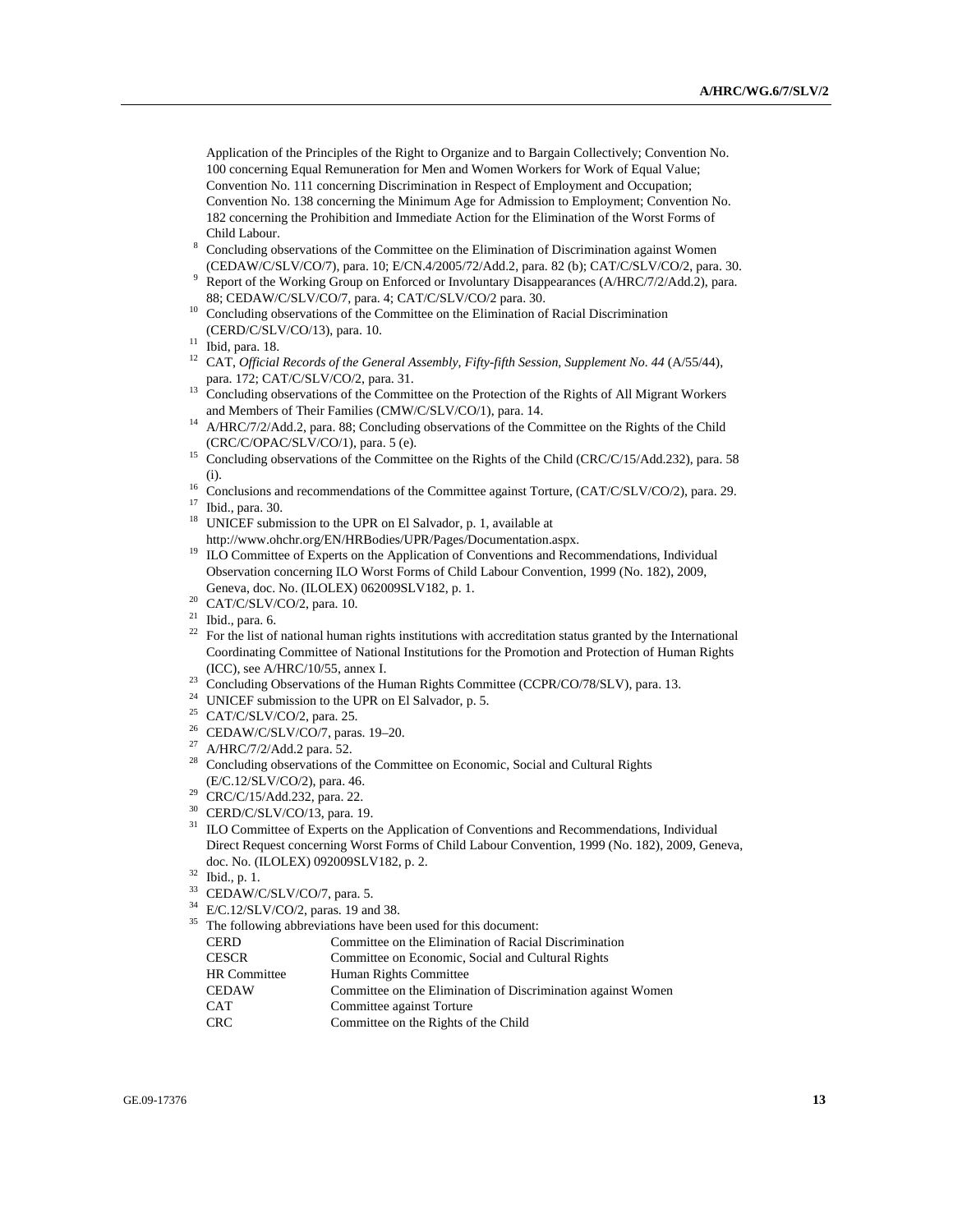Application of the Principles of the Right to Organize and to Bargain Collectively; Convention No. 100 concerning Equal Remuneration for Men and Women Workers for Work of Equal Value; Convention No. 111 concerning Discrimination in Respect of Employment and Occupation; Convention No. 138 concerning the Minimum Age for Admission to Employment; Convention No. 182 concerning the Prohibition and Immediate Action for the Elimination of the Worst Forms of Child Labour.

[8] Concluding observations of the Committee on the Elimination of Discrimination against Women (CEDAW/C/SLV/CO/7), para. 10; E/CN.4/2005/72/Add.2, para. 82 (b); CAT/C/SLV/CO/2, para. 30.

[9] Report of the Working Group on Enforced or Involuntary Disappearances (A/HRC/7/2/Add.2), para. 88; CEDAW/C/SLV/CO/7, para. 4; CAT/C/SLV/CO/2 para. 30.

[10] Concluding observations of the Committee on the Elimination of Racial Discrimination (CERD/C/SLV/CO/13), para. 10.

[11] Ibid, para. 18.

[12] CAT, *Official Records of the General Assembly, Fifty-fifth Session, Supplement No. 44* (A/55/44), para. 172; CAT/C/SLV/CO/2, para. 31.

[13] Concluding observations of the Committee on the Protection of the Rights of All Migrant Workers and Members of Their Families (CMW/C/SLV/CO/1), para. 14.

[14] A/HRC/7/2/Add.2, para. 88; Concluding observations of the Committee on the Rights of the Child (CRC/C/OPAC/SLV/CO/1), para. 5 (e).

[15] Concluding observations of the Committee on the Rights of the Child (CRC/C/15/Add.232), para. 58 (i).

[16] Conclusions and recommendations of the Committee against Torture, (CAT/C/SLV/CO/2), para. 29.

[17] Ibid., para. 30.

[18] UNICEF submission to the UPR on El Salvador, p. 1, available at http://www.ohchr.org/EN/HRBodies/UPR/Pages/Documentation.aspx.

[19] ILO Committee of Experts on the Application of Conventions and Recommendations, Individual Observation concerning ILO Worst Forms of Child Labour Convention, 1999 (No. 182), 2009, Geneva, doc. No. (ILOLEX) 062009SLV182, p. 1.

[20] CAT/C/SLV/CO/2, para. 10.

[21] Ibid., para. 6.

[22] For the list of national human rights institutions with accreditation status granted by the International Coordinating Committee of National Institutions for the Promotion and Protection of Human Rights (ICC), see A/HRC/10/55, annex I.

[23] Concluding Observations of the Human Rights Committee (CCPR/CO/78/SLV), para. 13.

[24] UNICEF submission to the UPR on El Salvador, p. 5.

[25] CAT/C/SLV/CO/2, para. 25.

[26] CEDAW/C/SLV/CO/7, paras. 19–20.

[27] A/HRC/7/2/Add.2 para. 52.

[28] Concluding observations of the Committee on Economic, Social and Cultural Rights (E/C.12/SLV/CO/2), para. 46.

[29] CRC/C/15/Add.232, para. 22.

[30] CERD/C/SLV/CO/13, para. 19.

[31] ILO Committee of Experts on the Application of Conventions and Recommendations, Individual Direct Request concerning Worst Forms of Child Labour Convention, 1999 (No. 182), 2009, Geneva, doc. No. (ILOLEX) 092009SLV182, p. 2.

[32] Ibid., p. 1.

[33] CEDAW/C/SLV/CO/7, para. 5.

[34] E/C.12/SLV/CO/2, paras. 19 and 38.

[35] The following abbreviations have been used for this document:

| | |
|---|---|
| CERD | Committee on the Elimination of Racial Discrimination |
| CESCR | Committee on Economic, Social and Cultural Rights |
| HR Committee | Human Rights Committee |
| CEDAW | Committee on the Elimination of Discrimination against Women |
| CAT | Committee against Torture |
| CRC | Committee on the Rights of the Child |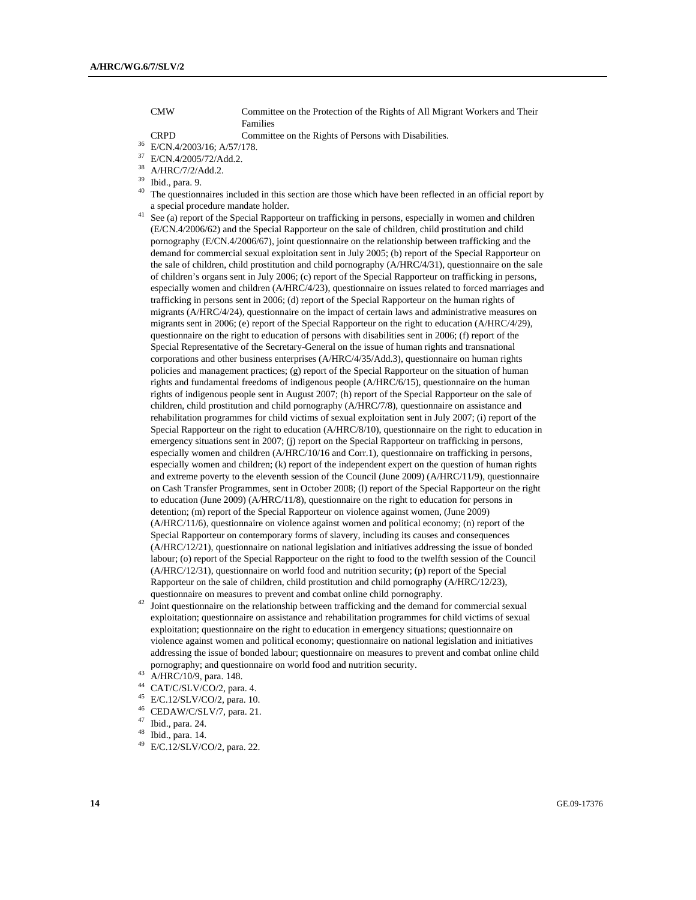CMW Committee on the Protection of the Rights of All Migrant Workers and Their Families

CRPD Committee on the Rights of Persons with Disabilities.

[36] E/CN.4/2003/16; A/57/178.

[37] E/CN.4/2005/72/Add.2.

[38] A/HRC/7/2/Add.2.

[39] Ibid., para. 9.

[40] The questionnaires included in this section are those which have been reflected in an official report by a special procedure mandate holder.

[41] See (a) report of the Special Rapporteur on trafficking in persons, especially in women and children (E/CN.4/2006/62) and the Special Rapporteur on the sale of children, child prostitution and child pornography (E/CN.4/2006/67), joint questionnaire on the relationship between trafficking and the demand for commercial sexual exploitation sent in July 2005; (b) report of the Special Rapporteur on the sale of children, child prostitution and child pornography (A/HRC/4/31), questionnaire on the sale of children's organs sent in July 2006; (c) report of the Special Rapporteur on trafficking in persons, especially women and children (A/HRC/4/23), questionnaire on issues related to forced marriages and trafficking in persons sent in 2006; (d) report of the Special Rapporteur on the human rights of migrants (A/HRC/4/24), questionnaire on the impact of certain laws and administrative measures on migrants sent in 2006; (e) report of the Special Rapporteur on the right to education (A/HRC/4/29), questionnaire on the right to education of persons with disabilities sent in 2006; (f) report of the Special Representative of the Secretary-General on the issue of human rights and transnational corporations and other business enterprises (A/HRC/4/35/Add.3), questionnaire on human rights policies and management practices; (g) report of the Special Rapporteur on the situation of human rights and fundamental freedoms of indigenous people (A/HRC/6/15), questionnaire on the human rights of indigenous people sent in August 2007; (h) report of the Special Rapporteur on the sale of children, child prostitution and child pornography (A/HRC/7/8), questionnaire on assistance and rehabilitation programmes for child victims of sexual exploitation sent in July 2007; (i) report of the Special Rapporteur on the right to education (A/HRC/8/10), questionnaire on the right to education in emergency situations sent in 2007; (j) report on the Special Rapporteur on trafficking in persons, especially women and children (A/HRC/10/16 and Corr.1), questionnaire on trafficking in persons, especially women and children; (k) report of the independent expert on the question of human rights and extreme poverty to the eleventh session of the Council (June 2009) (A/HRC/11/9), questionnaire on Cash Transfer Programmes, sent in October 2008; (l) report of the Special Rapporteur on the right to education (June 2009) (A/HRC/11/8), questionnaire on the right to education for persons in detention; (m) report of the Special Rapporteur on violence against women, (June 2009) (A/HRC/11/6), questionnaire on violence against women and political economy; (n) report of the Special Rapporteur on contemporary forms of slavery, including its causes and consequences (A/HRC/12/21), questionnaire on national legislation and initiatives addressing the issue of bonded labour; (o) report of the Special Rapporteur on the right to food to the twelfth session of the Council (A/HRC/12/31), questionnaire on world food and nutrition security; (p) report of the Special Rapporteur on the sale of children, child prostitution and child pornography (A/HRC/12/23), questionnaire on measures to prevent and combat online child pornography.

[42] Joint questionnaire on the relationship between trafficking and the demand for commercial sexual exploitation; questionnaire on assistance and rehabilitation programmes for child victims of sexual exploitation; questionnaire on the right to education in emergency situations; questionnaire on violence against women and political economy; questionnaire on national legislation and initiatives addressing the issue of bonded labour; questionnaire on measures to prevent and combat online child pornography; and questionnaire on world food and nutrition security.

[43] A/HRC/10/9, para. 148.

[44] CAT/C/SLV/CO/2, para. 4.

[45] E/C.12/SLV/CO/2, para. 10.

[46] CEDAW/C/SLV/7, para. 21.

[47] Ibid., para. 24.

[48] Ibid., para. 14.

[49] E/C.12/SLV/CO/2, para. 22.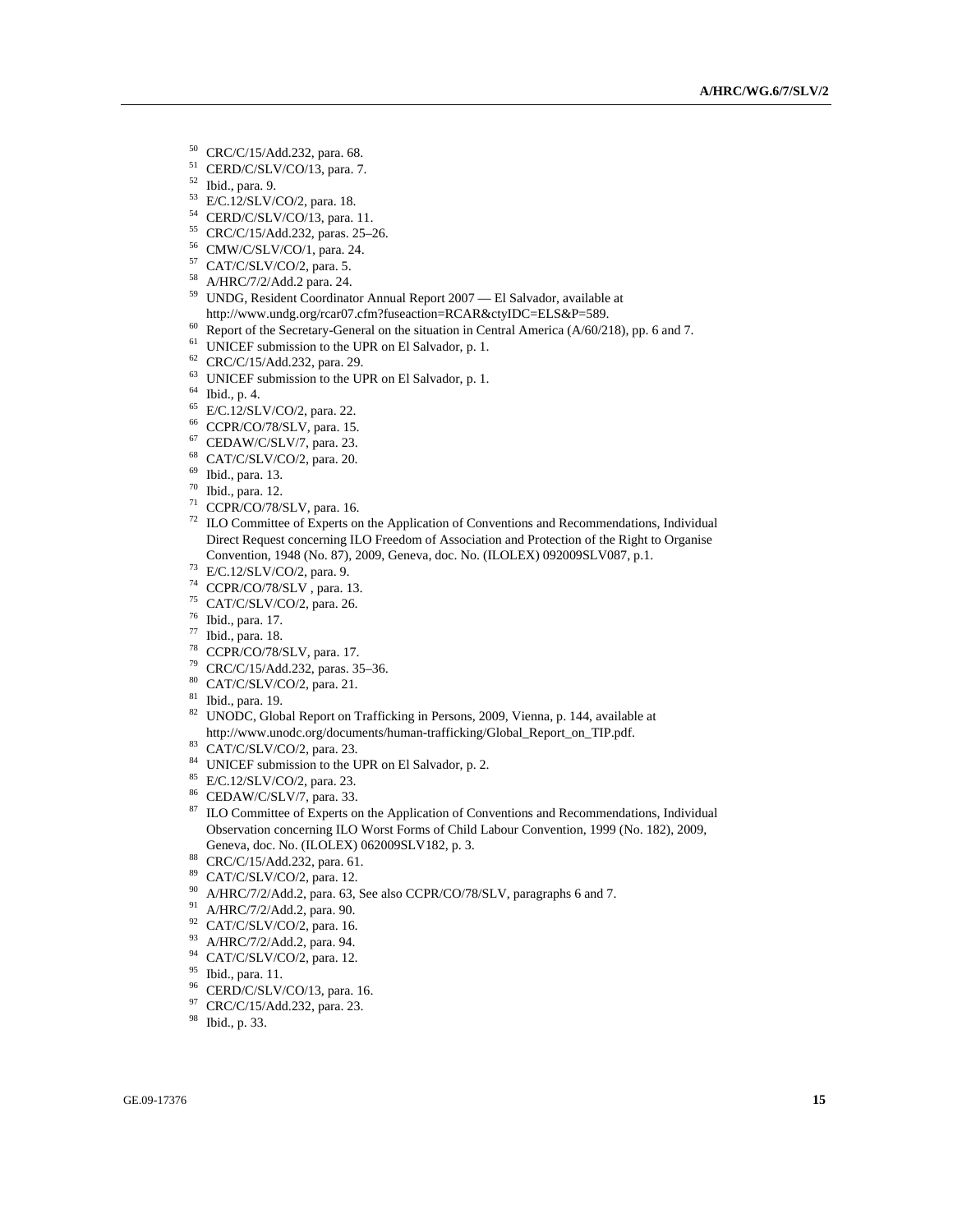[50] CRC/C/15/Add.232, para. 68.
[51] CERD/C/SLV/CO/13, para. 7.
[52] Ibid., para. 9.
[53] E/C.12/SLV/CO/2, para. 18.
[54] CERD/C/SLV/CO/13, para. 11.
[55] CRC/C/15/Add.232, paras. 25–26.
[56] CMW/C/SLV/CO/1, para. 24.
[57] CAT/C/SLV/CO/2, para. 5.
[58] A/HRC/7/2/Add.2 para. 24.
[59] UNDG, Resident Coordinator Annual Report 2007 — El Salvador, available at http://www.undg.org/rcar07.cfm?fuseaction=RCAR&ctyIDC=ELS&P=589.
[60] Report of the Secretary-General on the situation in Central America (A/60/218), pp. 6 and 7.
[61] UNICEF submission to the UPR on El Salvador, p. 1.
[62] CRC/C/15/Add.232, para. 29.
[63] UNICEF submission to the UPR on El Salvador, p. 1.
[64] Ibid., p. 4.
[65] E/C.12/SLV/CO/2, para. 22.
[66] CCPR/CO/78/SLV, para. 15.
[67] CEDAW/C/SLV/7, para. 23.
[68] CAT/C/SLV/CO/2, para. 20.
[69] Ibid., para. 13.
[70] Ibid., para. 12.
[71] CCPR/CO/78/SLV, para. 16.
[72] ILO Committee of Experts on the Application of Conventions and Recommendations, Individual Direct Request concerning ILO Freedom of Association and Protection of the Right to Organise Convention, 1948 (No. 87), 2009, Geneva, doc. No. (ILOLEX) 092009SLV087, p.1.
[73] E/C.12/SLV/CO/2, para. 9.
[74] CCPR/CO/78/SLV , para. 13.
[75] CAT/C/SLV/CO/2, para. 26.
[76] Ibid., para. 17.
[77] Ibid., para. 18.
[78] CCPR/CO/78/SLV, para. 17.
[79] CRC/C/15/Add.232, paras. 35–36.
[80] CAT/C/SLV/CO/2, para. 21.
[81] Ibid., para. 19.
[82] UNODC, Global Report on Trafficking in Persons, 2009, Vienna, p. 144, available at http://www.unodc.org/documents/human-trafficking/Global_Report_on_TIP.pdf.
[83] CAT/C/SLV/CO/2, para. 23.
[84] UNICEF submission to the UPR on El Salvador, p. 2.
[85] E/C.12/SLV/CO/2, para. 23.
[86] CEDAW/C/SLV/7, para. 33.
[87] ILO Committee of Experts on the Application of Conventions and Recommendations, Individual Observation concerning ILO Worst Forms of Child Labour Convention, 1999 (No. 182), 2009, Geneva, doc. No. (ILOLEX) 062009SLV182, p. 3.
[88] CRC/C/15/Add.232, para. 61.
[89] CAT/C/SLV/CO/2, para. 12.
[90] A/HRC/7/2/Add.2, para. 63, See also CCPR/CO/78/SLV, paragraphs 6 and 7.
[91] A/HRC/7/2/Add.2, para. 90.
[92] CAT/C/SLV/CO/2, para. 16.
[93] A/HRC/7/2/Add.2, para. 94.
[94] CAT/C/SLV/CO/2, para. 12.
[95] Ibid., para. 11.
[96] CERD/C/SLV/CO/13, para. 16.
[97] CRC/C/15/Add.232, para. 23.
[98] Ibid., p. 33.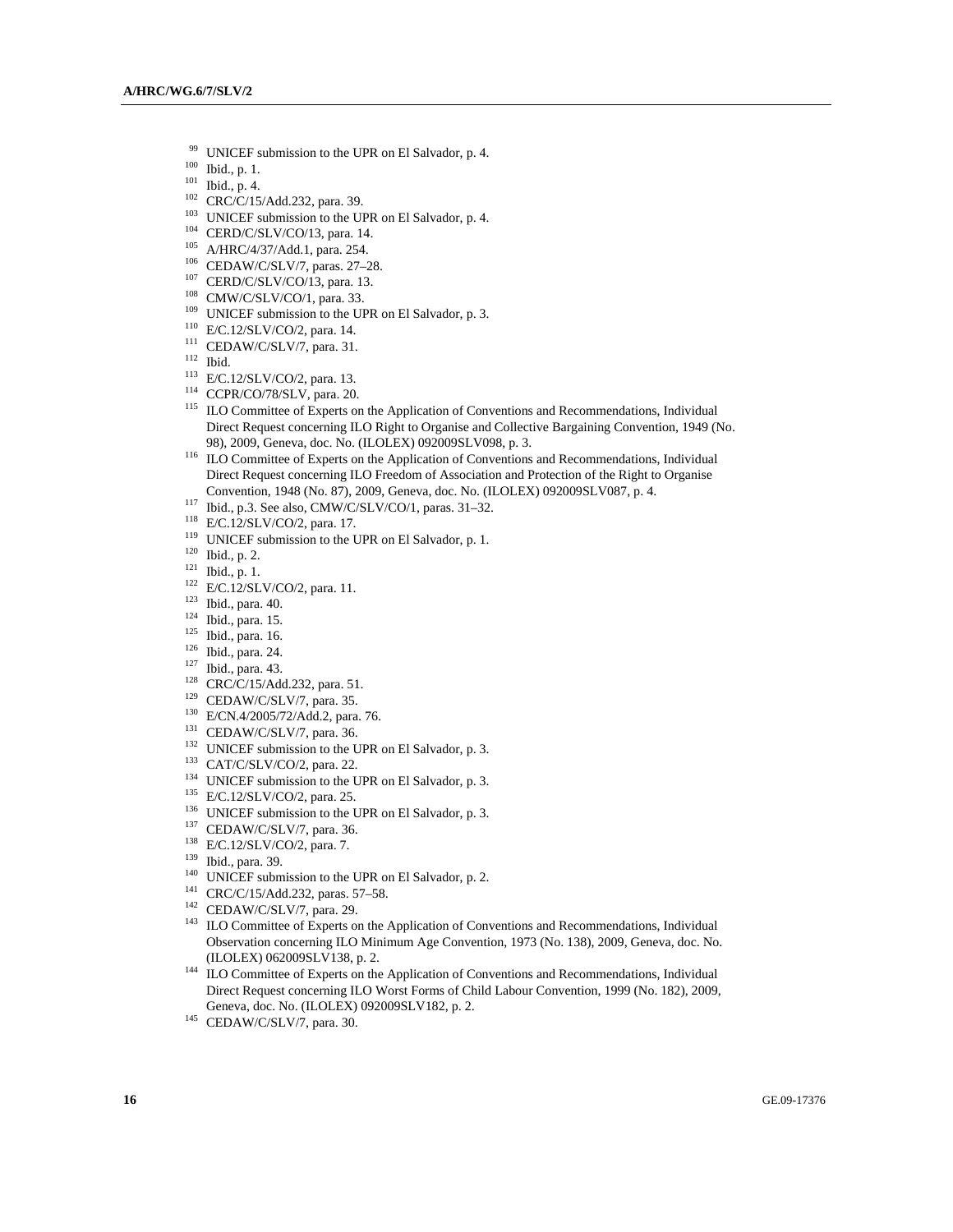[99] UNICEF submission to the UPR on El Salvador, p. 4.
[100] Ibid., p. 1.
[101] Ibid., p. 4.
[102] CRC/C/15/Add.232, para. 39.
[103] UNICEF submission to the UPR on El Salvador, p. 4.
[104] CERD/C/SLV/CO/13, para. 14.
[105] A/HRC/4/37/Add.1, para. 254.
[106] CEDAW/C/SLV/7, paras. 27–28.
[107] CERD/C/SLV/CO/13, para. 13.
[108] CMW/C/SLV/CO/1, para. 33.
[109] UNICEF submission to the UPR on El Salvador, p. 3.
[110] E/C.12/SLV/CO/2, para. 14.
[111] CEDAW/C/SLV/7, para. 31.
[112] Ibid.
[113] E/C.12/SLV/CO/2, para. 13.
[114] CCPR/CO/78/SLV, para. 20.
[115] ILO Committee of Experts on the Application of Conventions and Recommendations, Individual Direct Request concerning ILO Right to Organise and Collective Bargaining Convention, 1949 (No. 98), 2009, Geneva, doc. No. (ILOLEX) 092009SLV098, p. 3.
[116] ILO Committee of Experts on the Application of Conventions and Recommendations, Individual Direct Request concerning ILO Freedom of Association and Protection of the Right to Organise Convention, 1948 (No. 87), 2009, Geneva, doc. No. (ILOLEX) 092009SLV087, p. 4.
[117] Ibid., p.3. See also, CMW/C/SLV/CO/1, paras. 31–32.
[118] E/C.12/SLV/CO/2, para. 17.
[119] UNICEF submission to the UPR on El Salvador, p. 1.
[120] Ibid., p. 2.
[121] Ibid., p. 1.
[122] E/C.12/SLV/CO/2, para. 11.
[123] Ibid., para. 40.
[124] Ibid., para. 15.
[125] Ibid., para. 16.
[126] Ibid., para. 24.
[127] Ibid., para. 43.
[128] CRC/C/15/Add.232, para. 51.
[129] CEDAW/C/SLV/7, para. 35.
[130] E/CN.4/2005/72/Add.2, para. 76.
[131] CEDAW/C/SLV/7, para. 36.
[132] UNICEF submission to the UPR on El Salvador, p. 3.
[133] CAT/C/SLV/CO/2, para. 22.
[134] UNICEF submission to the UPR on El Salvador, p. 3.
[135] E/C.12/SLV/CO/2, para. 25.
[136] UNICEF submission to the UPR on El Salvador, p. 3.
[137] CEDAW/C/SLV/7, para. 36.
[138] E/C.12/SLV/CO/2, para. 7.
[139] Ibid., para. 39.
[140] UNICEF submission to the UPR on El Salvador, p. 2.
[141] CRC/C/15/Add.232, paras. 57–58.
[142] CEDAW/C/SLV/7, para. 29.
[143] ILO Committee of Experts on the Application of Conventions and Recommendations, Individual Observation concerning ILO Minimum Age Convention, 1973 (No. 138), 2009, Geneva, doc. No. (ILOLEX) 062009SLV138, p. 2.
[144] ILO Committee of Experts on the Application of Conventions and Recommendations, Individual Direct Request concerning ILO Worst Forms of Child Labour Convention, 1999 (No. 182), 2009, Geneva, doc. No. (ILOLEX) 092009SLV182, p. 2.
[145] CEDAW/C/SLV/7, para. 30.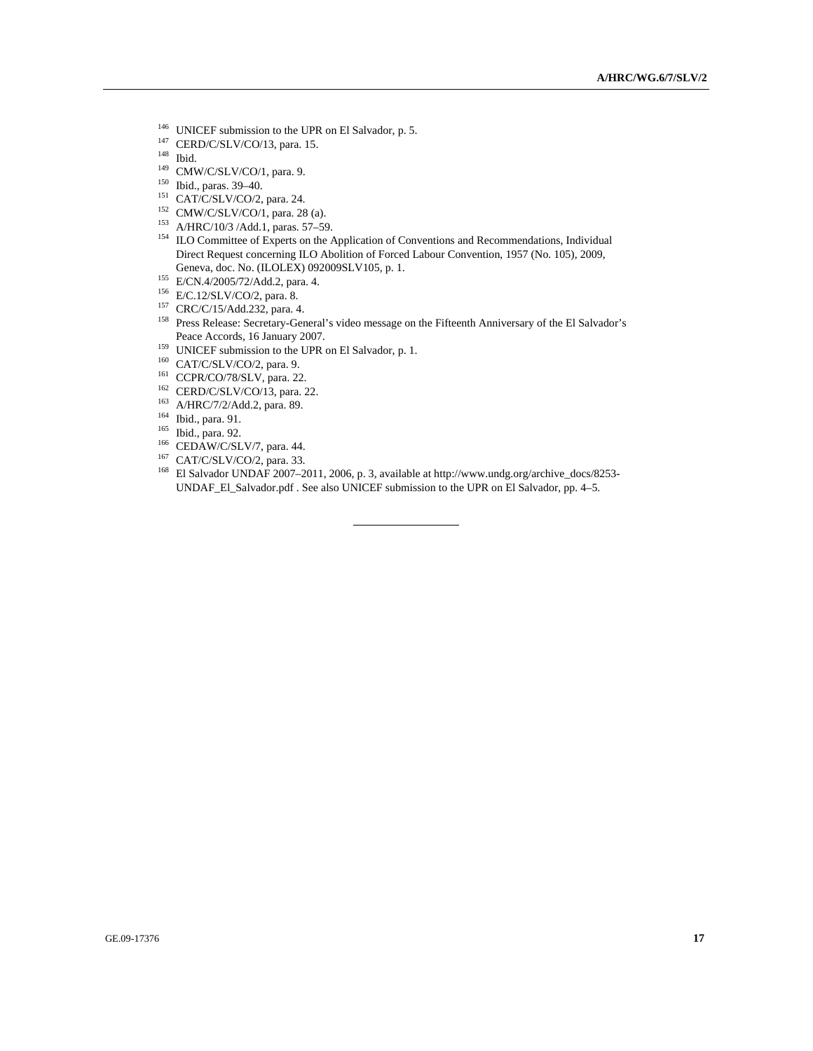[146] UNICEF submission to the UPR on El Salvador, p. 5.
[147] CERD/C/SLV/CO/13, para. 15.
[148] Ibid.
[149] CMW/C/SLV/CO/1, para. 9.
[150] Ibid., paras. 39–40.
[151] CAT/C/SLV/CO/2, para. 24.
[152] CMW/C/SLV/CO/1, para. 28 (a).
[153] A/HRC/10/3 /Add.1, paras. 57–59.
[154] ILO Committee of Experts on the Application of Conventions and Recommendations, Individual Direct Request concerning ILO Abolition of Forced Labour Convention, 1957 (No. 105), 2009, Geneva, doc. No. (ILOLEX) 092009SLV105, p. 1.
[155] E/CN.4/2005/72/Add.2, para. 4.
[156] E/C.12/SLV/CO/2, para. 8.
[157] CRC/C/15/Add.232, para. 4.
[158] Press Release: Secretary-General's video message on the Fifteenth Anniversary of the El Salvador's Peace Accords, 16 January 2007.
[159] UNICEF submission to the UPR on El Salvador, p. 1.
[160] CAT/C/SLV/CO/2, para. 9.
[161] CCPR/CO/78/SLV, para. 22.
[162] CERD/C/SLV/CO/13, para. 22.
[163] A/HRC/7/2/Add.2, para. 89.
[164] Ibid., para. 91.
[165] Ibid., para. 92.
[166] CEDAW/C/SLV/7, para. 44.
[167] CAT/C/SLV/CO/2, para. 33.
[168] El Salvador UNDAF 2007–2011, 2006, p. 3, available at http://www.undg.org/archive_docs/8253-UNDAF_El_Salvador.pdf . See also UNICEF submission to the UPR on El Salvador, pp. 4–5.